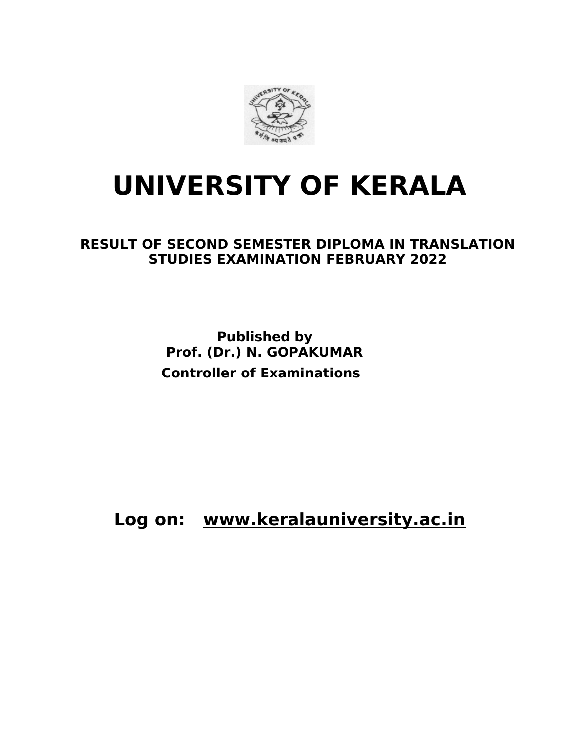# UNIVERSITY OF KERALA

## RESULT OF SECOND SEMESTER DIPLOMA IN TRANSLATION STUDIES EXAMINATION FEBRUARY 2022

**Published by**
**Prof. (Dr.) N. GOPAKUMAR**
**Controller of Examinations**

**Log on: www.keralauniversity.ac.in**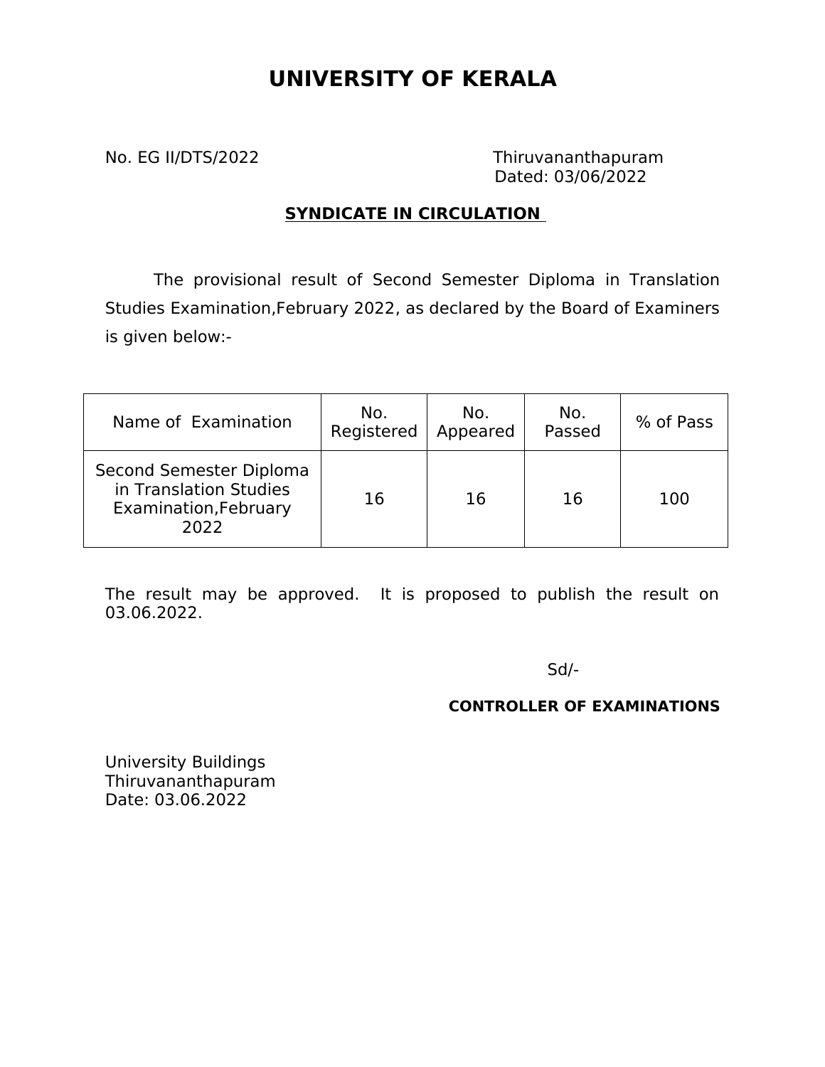# UNIVERSITY OF KERALA

No. EG II/DTS/2022

Thiruvananthapuram
Dated: 03/06/2022

**SYNDICATE IN CIRCULATION**

The provisional result of Second Semester Diploma in Translation Studies Examination,February 2022, as declared by the Board of Examiners is given below:-

| Name of Examination | No. Registered | No. Appeared | No. Passed | % of Pass |
|---|---|---|---|---|
| Second Semester Diploma in Translation Studies Examination,February 2022 | 16 | 16 | 16 | 100 |

The result may be approved. It is proposed to publish the result on 03.06.2022.

Sd/-

**CONTROLLER OF EXAMINATIONS**

University Buildings
Thiruvananthapuram
Date: 03.06.2022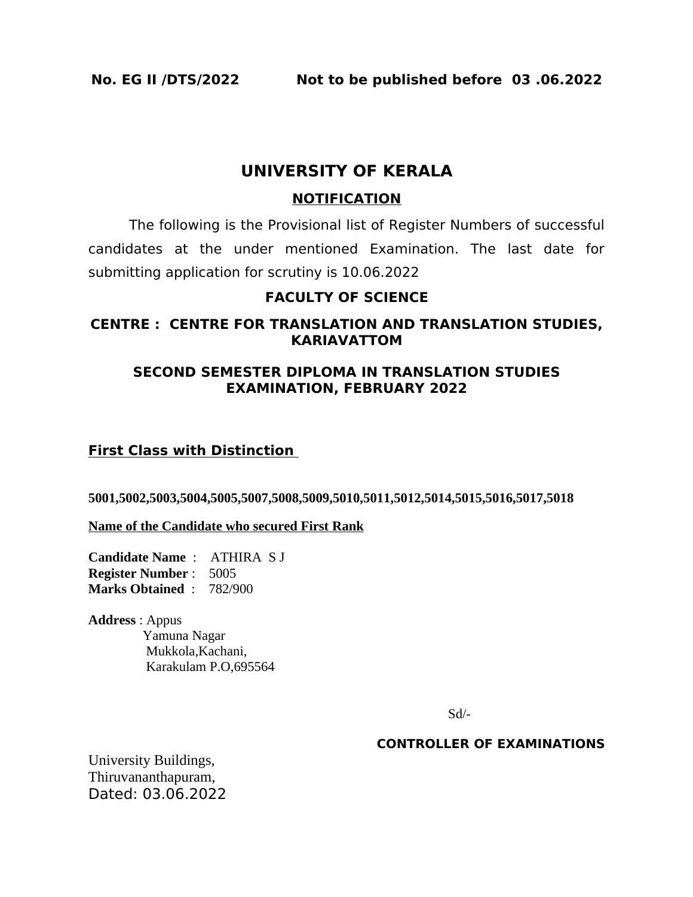**No. EG II /DTS/2022** **Not to be published before 03 .06.2022**

# UNIVERSITY OF KERALA

## NOTIFICATION

The following is the Provisional list of Register Numbers of successful candidates at the under mentioned Examination. The last date for submitting application for scrutiny is 10.06.2022

### FACULTY OF SCIENCE

### CENTRE : CENTRE FOR TRANSLATION AND TRANSLATION STUDIES, KARIAVATTOM

### SECOND SEMESTER DIPLOMA IN TRANSLATION STUDIES EXAMINATION, FEBRUARY 2022

**First Class with Distinction**

**5001,5002,5003,5004,5005,5007,5008,5009,5010,5011,5012,5014,5015,5016,5017,5018**

**Name of the Candidate who secured First Rank**

**Candidate Name** : ATHIRA S J
**Register Number** : 5005
**Marks Obtained** : 782/900

**Address** : Appus
Yamuna Nagar
Mukkola,Kachani,
Karakulam P.O,695564

Sd/-

**CONTROLLER OF EXAMINATIONS**

University Buildings,
Thiruvananthapuram,
Dated: 03.06.2022